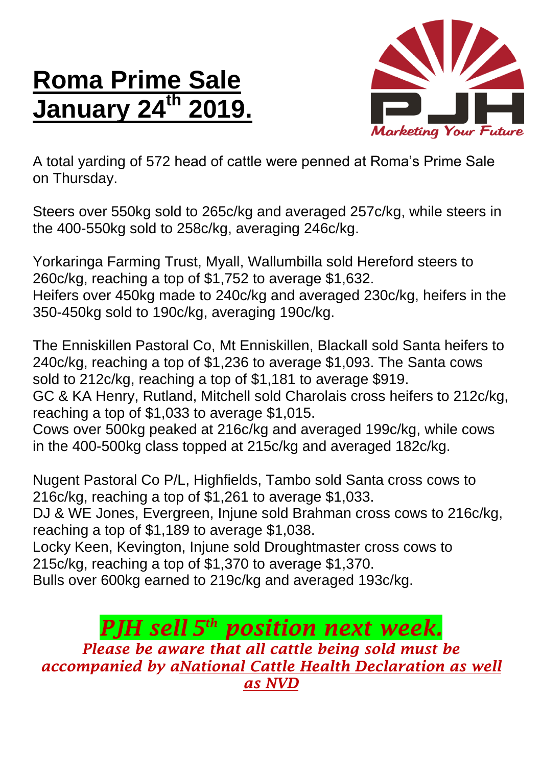# Roma Prime Sale January 24th 2019.

PJH

*Marketing Your Future*

A total yarding of 572 head of cattle were penned at Roma's Prime Sale on Thursday.

Steers over 550kg sold to 265c/kg and averaged 257c/kg, while steers in the 400-550kg sold to 258c/kg, averaging 246c/kg.

Yorkaringa Farming Trust, Myall, Wallumbilla sold Hereford steers to 260c/kg, reaching a top of $1,752 to average $1,632.
Heifers over 450kg made to 240c/kg and averaged 230c/kg, heifers in the 350-450kg sold to 190c/kg, averaging 190c/kg.

The Enniskillen Pastoral Co, Mt Enniskillen, Blackall sold Santa heifers to 240c/kg, reaching a top of $1,236 to average $1,093. The Santa cows sold to 212c/kg, reaching a top of $1,181 to average $919.
GC & KA Henry, Rutland, Mitchell sold Charolais cross heifers to 212c/kg, reaching a top of $1,033 to average $1,015.
Cows over 500kg peaked at 216c/kg and averaged 199c/kg, while cows in the 400-500kg class topped at 215c/kg and averaged 182c/kg.

Nugent Pastoral Co P/L, Highfields, Tambo sold Santa cross cows to 216c/kg, reaching a top of $1,261 to average $1,033.
DJ & WE Jones, Evergreen, Injune sold Brahman cross cows to 216c/kg, reaching a top of $1,189 to average $1,038.
Locky Keen, Kevington, Injune sold Droughtmaster cross cows to 215c/kg, reaching a top of $1,370 to average $1,370.
Bulls over 600kg earned to 219c/kg and averaged 193c/kg.

***PJH sell 5th position next week.***

***Please be aware that all cattle being sold must be accompanied by a National Cattle Health Declaration as well as NVD***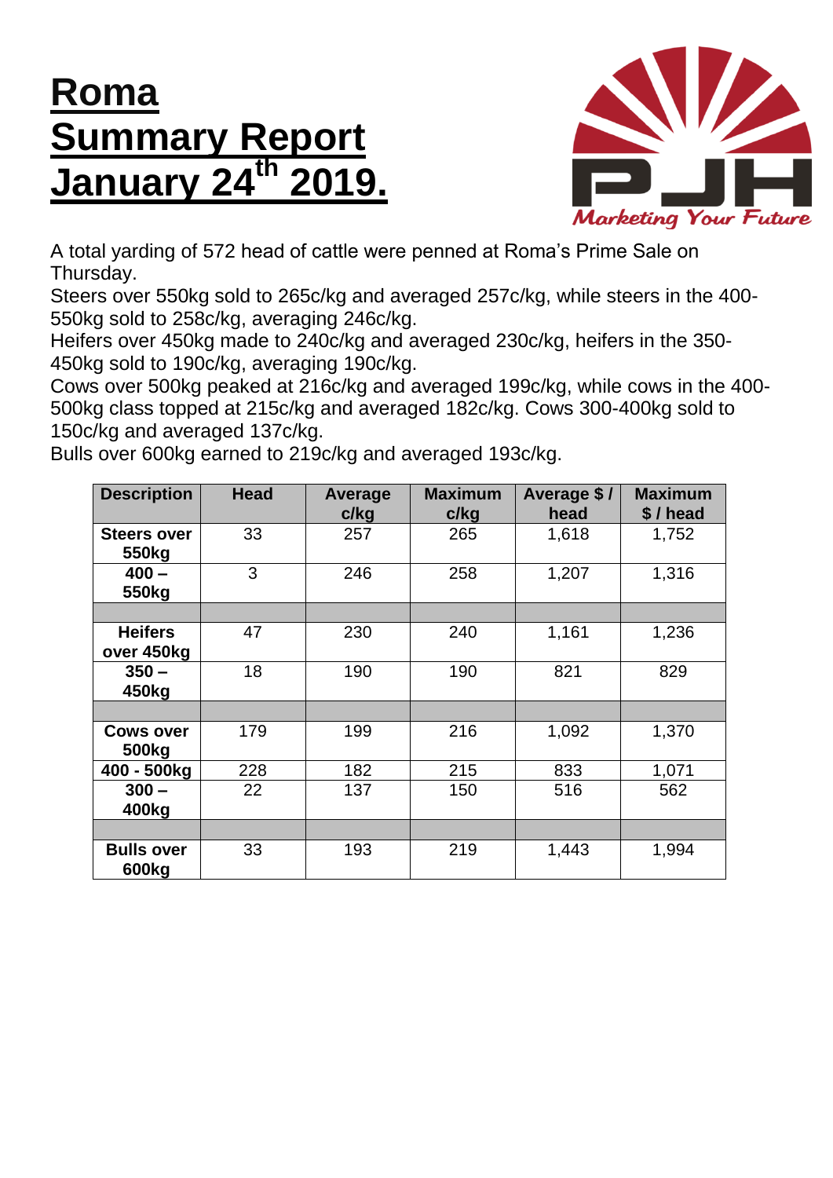# Roma Summary Report January 24th 2019.

Marketing Your Future

A total yarding of 572 head of cattle were penned at Roma's Prime Sale on Thursday.
Steers over 550kg sold to 265c/kg and averaged 257c/kg, while steers in the 400-550kg sold to 258c/kg, averaging 246c/kg.
Heifers over 450kg made to 240c/kg and averaged 230c/kg, heifers in the 350-450kg sold to 190c/kg, averaging 190c/kg.
Cows over 500kg peaked at 216c/kg and averaged 199c/kg, while cows in the 400-500kg class topped at 215c/kg and averaged 182c/kg. Cows 300-400kg sold to 150c/kg and averaged 137c/kg.
Bulls over 600kg earned to 219c/kg and averaged 193c/kg.

| Description | Head | Average c/kg | Maximum c/kg | Average $ / head | Maximum $ / head |
|---|---|---|---|---|---|
| **Steers over 550kg** | 33 | 257 | 265 | 1,618 | 1,752 |
| **400 – 550kg** | 3 | 246 | 258 | 1,207 | 1,316 |
| | | | | | |
| **Heifers over 450kg** | 47 | 230 | 240 | 1,161 | 1,236 |
| **350 – 450kg** | 18 | 190 | 190 | 821 | 829 |
| | | | | | |
| **Cows over 500kg** | 179 | 199 | 216 | 1,092 | 1,370 |
| **400 - 500kg** | 228 | 182 | 215 | 833 | 1,071 |
| **300 – 400kg** | 22 | 137 | 150 | 516 | 562 |
| | | | | | |
| **Bulls over 600kg** | 33 | 193 | 219 | 1,443 | 1,994 |